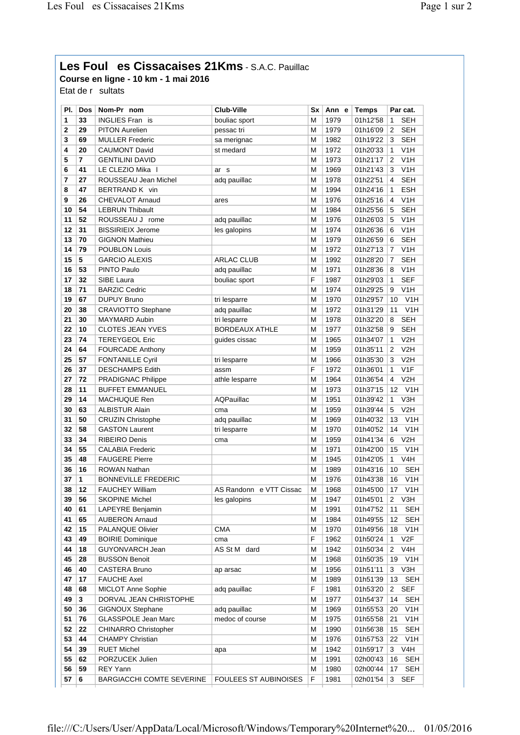# Les Foul es Cissacaises 21Kms - S.A.C. Pauillac

**Course en ligne - 10 km - 1 mai 2016**

Etat de r sultats

| Pl. | Dos | Nom-Pr nom | Club-Ville | Sx | Ann e | Temps | Par cat. |
|---|---|---|---|---|---|---|---|
| 1 | 33 | INGLIES Fran is | bouliac sport | M | 1979 | 01h12'58 | 1 SEH |
| 2 | 29 | PITON Aurelien | pessac tri | M | 1979 | 01h16'09 | 2 SEH |
| 3 | 69 | MULLER Frederic | sa merignac | M | 1982 | 01h19'22 | 3 SEH |
| 4 | 20 | CAUMONT David | st medard | M | 1972 | 01h20'33 | 1 V1H |
| 5 | 7 | GENTILINI DAVID | | M | 1973 | 01h21'17 | 2 V1H |
| 6 | 41 | LE CLEZIO Mika l | ar s | M | 1969 | 01h21'43 | 3 V1H |
| 7 | 27 | ROUSSEAU Jean Michel | adq pauillac | M | 1978 | 01h22'51 | 4 SEH |
| 8 | 47 | BERTRAND K vin | | M | 1994 | 01h24'16 | 1 ESH |
| 9 | 26 | CHEVALOT Arnaud | ares | M | 1976 | 01h25'16 | 4 V1H |
| 10 | 54 | LEBRUN Thibault | | M | 1984 | 01h25'56 | 5 SEH |
| 11 | 52 | ROUSSEAU J rome | adq pauillac | M | 1976 | 01h26'03 | 5 V1H |
| 12 | 31 | BISSIRIEIX Jerome | les galopins | M | 1974 | 01h26'36 | 6 V1H |
| 13 | 70 | GIGNON Mathieu | | M | 1979 | 01h26'59 | 6 SEH |
| 14 | 79 | POUBLON Louis | | M | 1972 | 01h27'13 | 7 V1H |
| 15 | 5 | GARCIO ALEXIS | ARLAC CLUB | M | 1992 | 01h28'20 | 7 SEH |
| 16 | 53 | PINTO Paulo | adq pauillac | M | 1971 | 01h28'36 | 8 V1H |
| 17 | 32 | SIBE Laura | bouliac sport | F | 1987 | 01h29'03 | 1 SEF |
| 18 | 71 | BARZIC Cedric | | M | 1974 | 01h29'25 | 9 V1H |
| 19 | 67 | DUPUY Bruno | tri lesparre | M | 1970 | 01h29'57 | 10 V1H |
| 20 | 38 | CRAVIOTTO Stephane | adq pauillac | M | 1972 | 01h31'29 | 11 V1H |
| 21 | 30 | MAYMARD Aubin | tri lesparre | M | 1978 | 01h32'20 | 8 SEH |
| 22 | 10 | CLOTES JEAN YVES | BORDEAUX ATHLE | M | 1977 | 01h32'58 | 9 SEH |
| 23 | 74 | TEREYGEOL Eric | guides cissac | M | 1965 | 01h34'07 | 1 V2H |
| 24 | 64 | FOURCADE Anthony | | M | 1959 | 01h35'11 | 2 V2H |
| 25 | 57 | FONTANILLE Cyril | tri lesparre | M | 1966 | 01h35'30 | 3 V2H |
| 26 | 37 | DESCHAMPS Edith | assm | F | 1972 | 01h36'01 | 1 V1F |
| 27 | 72 | PRADIGNAC Philippe | athle lesparre | M | 1964 | 01h36'54 | 4 V2H |
| 28 | 11 | BUFFET EMMANUEL | | M | 1973 | 01h37'15 | 12 V1H |
| 29 | 14 | MACHUQUE Ren | AQPauillac | M | 1951 | 01h39'42 | 1 V3H |
| 30 | 63 | ALBISTUR Alain | cma | M | 1959 | 01h39'44 | 5 V2H |
| 31 | 50 | CRUZIN Christophe | adq pauillac | M | 1969 | 01h40'32 | 13 V1H |
| 32 | 58 | GASTON Laurent | tri lesparre | M | 1970 | 01h40'52 | 14 V1H |
| 33 | 34 | RIBEIRO Denis | cma | M | 1959 | 01h41'34 | 6 V2H |
| 34 | 55 | CALABIA Frederic | | M | 1971 | 01h42'00 | 15 V1H |
| 35 | 48 | FAUGERE Pierre | | M | 1945 | 01h42'05 | 1 V4H |
| 36 | 16 | ROWAN Nathan | | M | 1989 | 01h43'16 | 10 SEH |
| 37 | 1 | BONNEVILLE FREDERIC | | M | 1976 | 01h43'38 | 16 V1H |
| 38 | 12 | FAUCHEY William | AS Randonn e VTT Cissac | M | 1968 | 01h45'00 | 17 V1H |
| 39 | 56 | SKOPINE Michel | les galopins | M | 1947 | 01h45'01 | 2 V3H |
| 40 | 61 | LAPEYRE Benjamin | | M | 1991 | 01h47'52 | 11 SEH |
| 41 | 65 | AUBERON Arnaud | | M | 1984 | 01h49'55 | 12 SEH |
| 42 | 15 | PALANQUE Olivier | CMA | M | 1970 | 01h49'56 | 18 V1H |
| 43 | 49 | BOIRIE Dominique | cma | F | 1962 | 01h50'24 | 1 V2F |
| 44 | 18 | GUYONVARCH Jean | AS St M dard | M | 1942 | 01h50'34 | 2 V4H |
| 45 | 28 | BUSSON Benoit | | M | 1968 | 01h50'35 | 19 V1H |
| 46 | 40 | CASTERA Bruno | ap arsac | M | 1956 | 01h51'11 | 3 V3H |
| 47 | 17 | FAUCHE Axel | | M | 1989 | 01h51'39 | 13 SEH |
| 48 | 68 | MICLOT Anne Sophie | adq pauillac | F | 1981 | 01h53'20 | 2 SEF |
| 49 | 3 | DORVAL JEAN CHRISTOPHE | | M | 1977 | 01h54'37 | 14 SEH |
| 50 | 36 | GIGNOUX Stephane | adq pauillac | M | 1969 | 01h55'53 | 20 V1H |
| 51 | 76 | GLASSPOLE Jean Marc | medoc of course | M | 1975 | 01h55'58 | 21 V1H |
| 52 | 22 | CHINARRO Christopher | | M | 1990 | 01h56'38 | 15 SEH |
| 53 | 44 | CHAMPY Christian | | M | 1976 | 01h57'53 | 22 V1H |
| 54 | 39 | RUET Michel | apa | M | 1942 | 01h59'17 | 3 V4H |
| 55 | 62 | PORZUCEK Julien | | M | 1991 | 02h00'43 | 16 SEH |
| 56 | 59 | REY Yann | | M | 1980 | 02h00'44 | 17 SEH |
| 57 | 6 | BARGIACCHI COMTE SEVERINE | FOULEES ST AUBINOISES | F | 1981 | 02h01'54 | 3 SEF |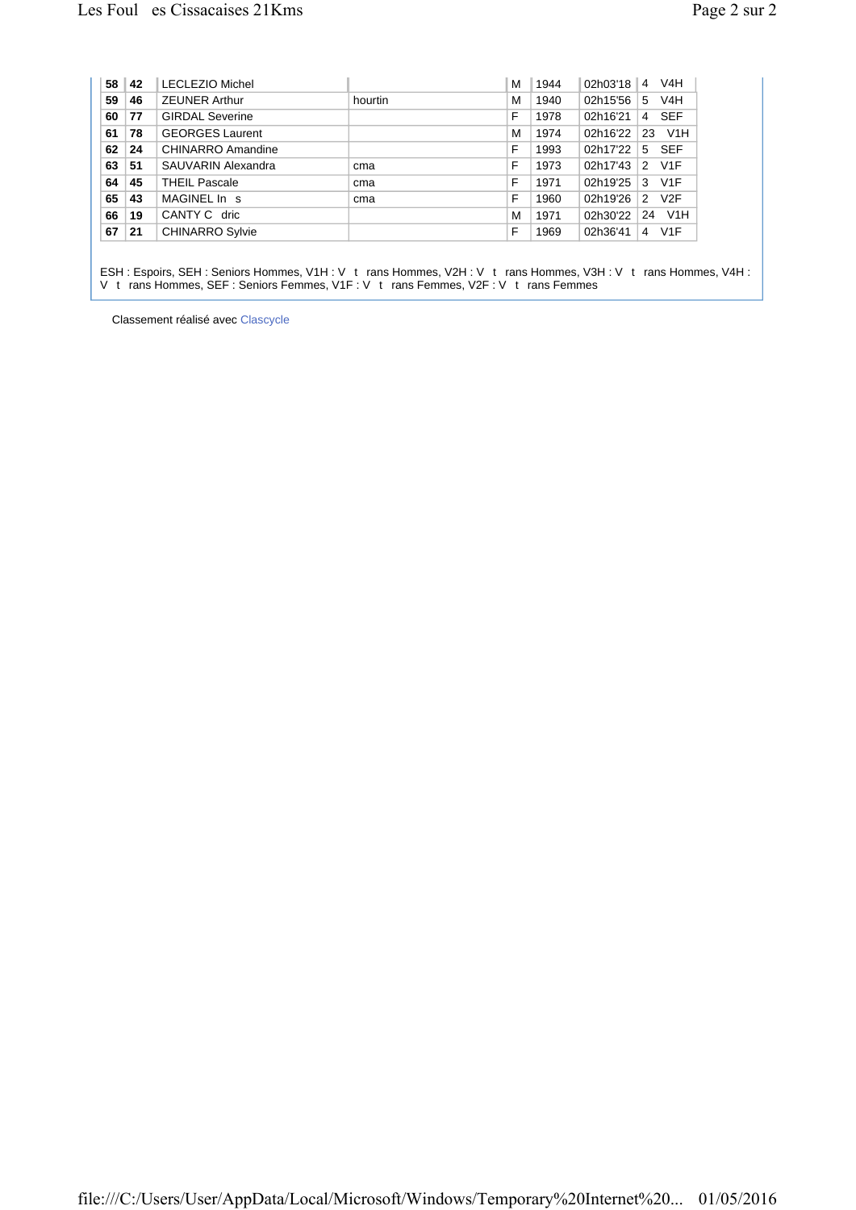| | | | | | | | | |
|---|---|---|---|---|---|---|---|---|
| **58** | **42** | LECLEZIO Michel | | M | 1944 | 02h03'18 | 4 | V4H |
| **59** | **46** | ZEUNER Arthur | hourtin | M | 1940 | 02h15'56 | 5 | V4H |
| **60** | **77** | GIRDAL Severine | | F | 1978 | 02h16'21 | 4 | SEF |
| **61** | **78** | GEORGES Laurent | | M | 1974 | 02h16'22 | 23 | V1H |
| **62** | **24** | CHINARRO Amandine | | F | 1993 | 02h17'22 | 5 | SEF |
| **63** | **51** | SAUVARIN Alexandra | cma | F | 1973 | 02h17'43 | 2 | V1F |
| **64** | **45** | THEIL Pascale | cma | F | 1971 | 02h19'25 | 3 | V1F |
| **65** | **43** | MAGINEL In s | cma | F | 1960 | 02h19'26 | 2 | V2F |
| **66** | **19** | CANTY C dric | | M | 1971 | 02h30'22 | 24 | V1H |
| **67** | **21** | CHINARRO Sylvie | | F | 1969 | 02h36'41 | 4 | V1F |

ESH : Espoirs, SEH : Seniors Hommes, V1H : V t rans Hommes, V2H : V t rans Hommes, V3H : V t rans Hommes, V4H : V t rans Hommes, SEF : Seniors Femmes, V1F : V t rans Femmes, V2F : V t rans Femmes

Classement réalisé avec Clascycle